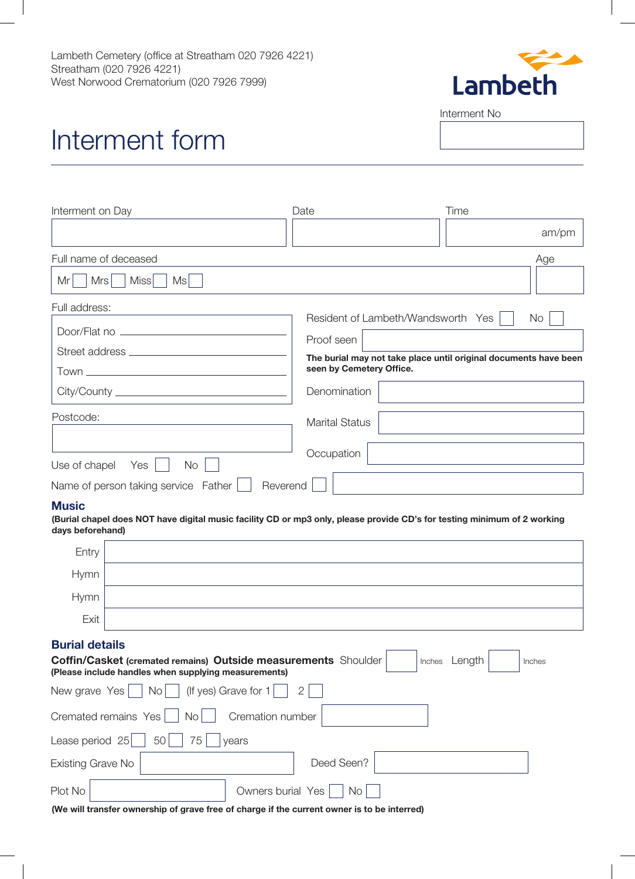Lambeth Cemetery (office at Streatham 020 7926 4221)
Streatham (020 7926 4221)
West Norwood Crematorium (020 7926 7999)

Lambeth

Interment No

# Interment form

| Interment on Day | Date | Time |
|---|---|---|
| | | am/pm |

Full name of deceased: Mr ☐ Mrs ☐ Miss ☐ Ms ☐ &nbsp;&nbsp;&nbsp; Age: ______

Full address:

Door/Flat no ____________________

Street address ____________________

Town ____________________

City/County ____________________

Postcode: ____________________

Resident of Lambeth/Wandsworth Yes ☐ No ☐

Proof seen ____________________

**The burial may not take place until original documents have been seen by Cemetery Office.**

Denomination ____________________

Marital Status ____________________

Occupation ____________________

Use of chapel Yes ☐ No ☐

Name of person taking service Father ☐ Reverend ☐ ____________________

## Music

**(Burial chapel does NOT have digital music facility CD or mp3 only, please provide CD's for testing minimum of 2 working days beforehand)**

| | |
|---|---|
| Entry | |
| Hymn | |
| Hymn | |
| Exit | |

## Burial details

**Coffin/Casket (cremated remains) Outside measurements** Shoulder ______ Inches Length ______ Inches
**(Please include handles when supplying measurements)**

New grave Yes ☐ No ☐ (If yes) Grave for 1 ☐ 2 ☐

Cremated remains Yes ☐ No ☐ Cremation number ____________________

Lease period 25 ☐ 50 ☐ 75 ☐ years

Existing Grave No ____________________ Deed Seen? ____________________

Plot No ____________________ Owners burial Yes ☐ No ☐

**(We will transfer ownership of grave free of charge if the current owner is to be interred)**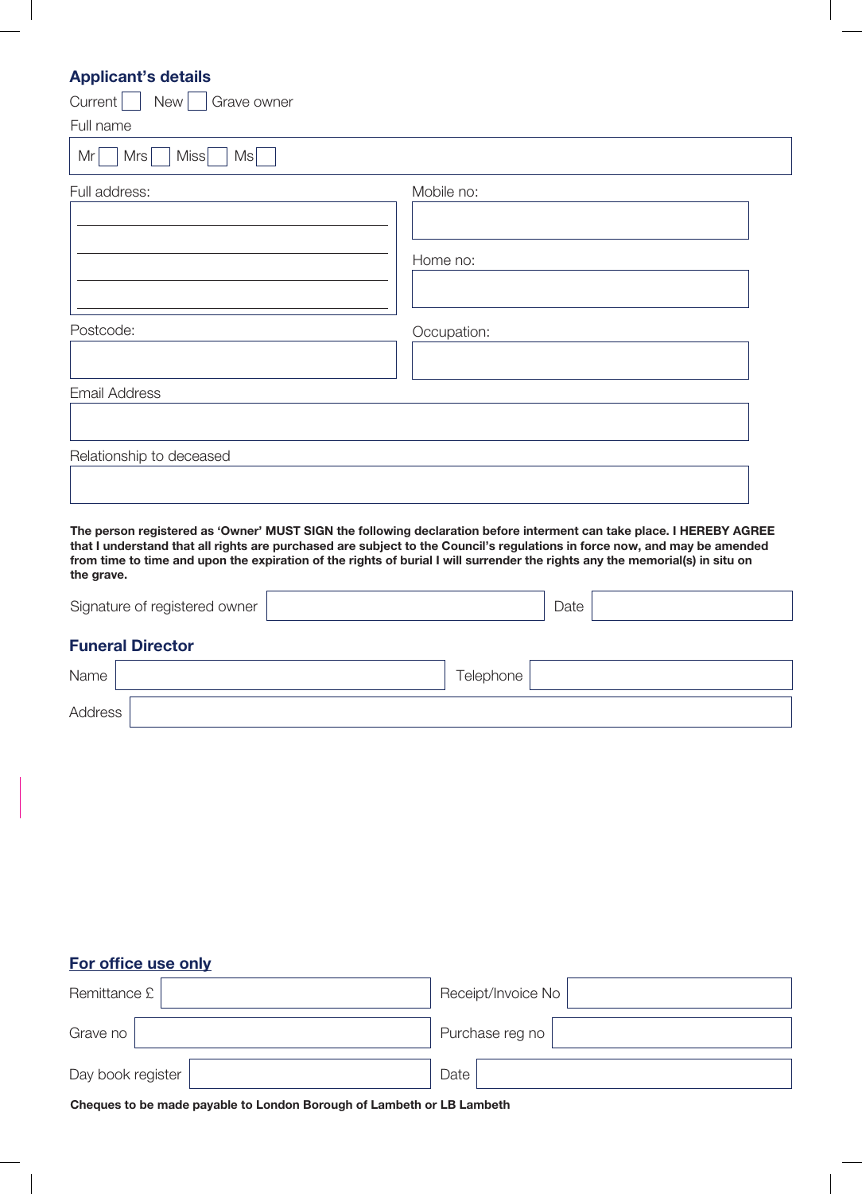## Applicant's details

Current ☐ New ☐ Grave owner

Full name

Mr ☐ Mrs ☐ Miss ☐ Ms ☐

Full address:

Mobile no:

Home no:

Postcode:

Occupation:

Email Address

Relationship to deceased

**The person registered as 'Owner' MUST SIGN the following declaration before interment can take place. I HEREBY AGREE that I understand that all rights are purchased are subject to the Council's regulations in force now, and may be amended from time to time and upon the expiration of the rights of burial I will surrender the rights any the memorial(s) in situ on the grave.**

Signature of registered owner

Date

## Funeral Director

Name

Telephone

Address

## For office use only

| | | | |
|---|---|---|---|
| Remittance £ | | Receipt/Invoice No | |
| Grave no | | Purchase reg no | |
| Day book register | | Date | |

**Cheques to be made payable to London Borough of Lambeth or LB Lambeth**